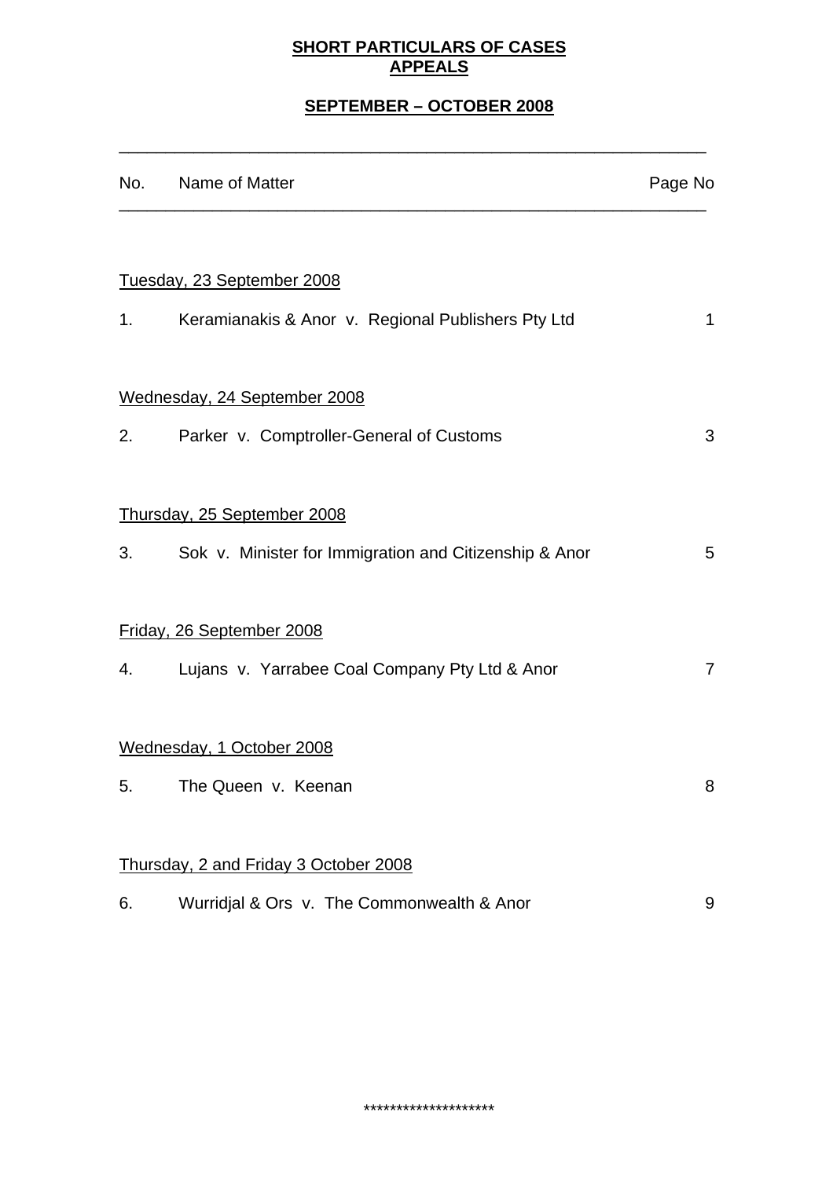# SHORT PARTICULARS OF CASES APPEALS

## SEPTEMBER – OCTOBER 2008

| No. | Name of Matter | Page No |
|---|---|---|
| | Tuesday, 23 September 2008 | |
| 1. | Keramianakis & Anor v. Regional Publishers Pty Ltd | 1 |
| | Wednesday, 24 September 2008 | |
| 2. | Parker v. Comptroller-General of Customs | 3 |
| | Thursday, 25 September 2008 | |
| 3. | Sok v. Minister for Immigration and Citizenship & Anor | 5 |
| | Friday, 26 September 2008 | |
| 4. | Lujans v. Yarrabee Coal Company Pty Ltd & Anor | 7 |
| | Wednesday, 1 October 2008 | |
| 5. | The Queen v. Keenan | 8 |
| | Thursday, 2 and Friday 3 October 2008 | |
| 6. | Wurridjal & Ors v. The Commonwealth & Anor | 9 |

********************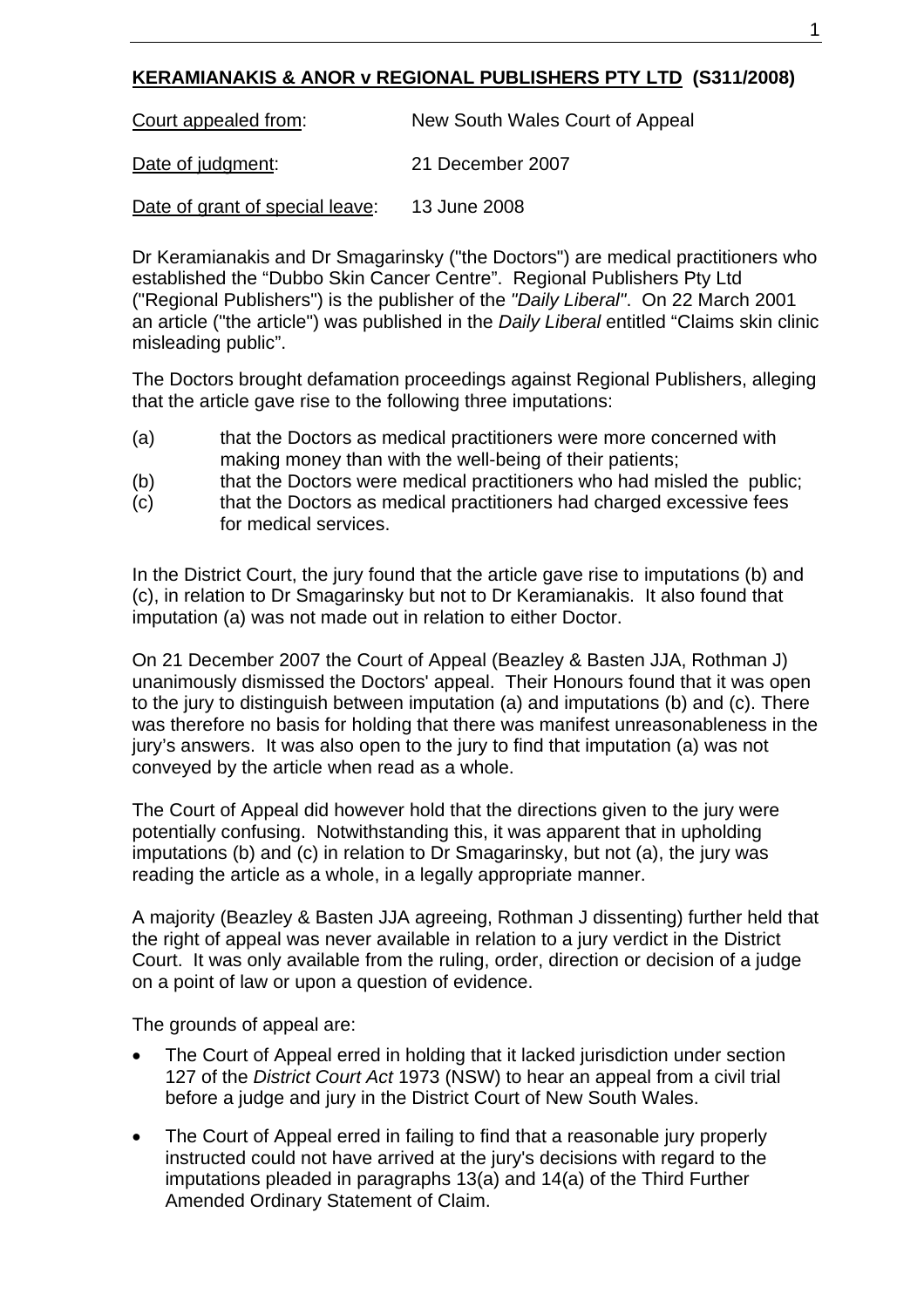**KERAMIANAKIS & ANOR v REGIONAL PUBLISHERS PTY LTD (S311/2008)**

Court appealed from: New South Wales Court of Appeal

Date of judgment: 21 December 2007

Date of grant of special leave: 13 June 2008

Dr Keramianakis and Dr Smagarinsky ("the Doctors") are medical practitioners who established the "Dubbo Skin Cancer Centre". Regional Publishers Pty Ltd ("Regional Publishers") is the publisher of the *"Daily Liberal"*. On 22 March 2001 an article ("the article") was published in the *Daily Liberal* entitled "Claims skin clinic misleading public".

The Doctors brought defamation proceedings against Regional Publishers, alleging that the article gave rise to the following three imputations:

(a) that the Doctors as medical practitioners were more concerned with making money than with the well-being of their patients;
(b) that the Doctors were medical practitioners who had misled the public;
(c) that the Doctors as medical practitioners had charged excessive fees for medical services.

In the District Court, the jury found that the article gave rise to imputations (b) and (c), in relation to Dr Smagarinsky but not to Dr Keramianakis. It also found that imputation (a) was not made out in relation to either Doctor.

On 21 December 2007 the Court of Appeal (Beazley & Basten JJA, Rothman J) unanimously dismissed the Doctors' appeal. Their Honours found that it was open to the jury to distinguish between imputation (a) and imputations (b) and (c). There was therefore no basis for holding that there was manifest unreasonableness in the jury's answers. It was also open to the jury to find that imputation (a) was not conveyed by the article when read as a whole.

The Court of Appeal did however hold that the directions given to the jury were potentially confusing. Notwithstanding this, it was apparent that in upholding imputations (b) and (c) in relation to Dr Smagarinsky, but not (a), the jury was reading the article as a whole, in a legally appropriate manner.

A majority (Beazley & Basten JJA agreeing, Rothman J dissenting) further held that the right of appeal was never available in relation to a jury verdict in the District Court. It was only available from the ruling, order, direction or decision of a judge on a point of law or upon a question of evidence.

The grounds of appeal are:

- The Court of Appeal erred in holding that it lacked jurisdiction under section 127 of the *District Court Act* 1973 (NSW) to hear an appeal from a civil trial before a judge and jury in the District Court of New South Wales.

- The Court of Appeal erred in failing to find that a reasonable jury properly instructed could not have arrived at the jury's decisions with regard to the imputations pleaded in paragraphs 13(a) and 14(a) of the Third Further Amended Ordinary Statement of Claim.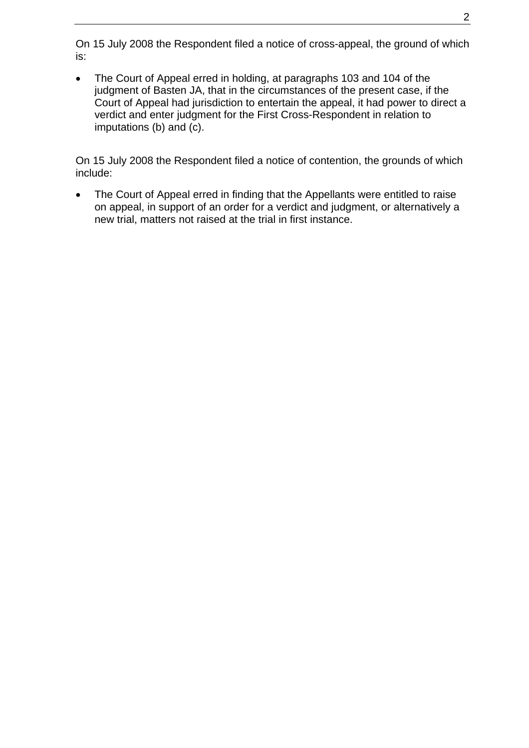On 15 July 2008 the Respondent filed a notice of cross-appeal, the ground of which is:

- The Court of Appeal erred in holding, at paragraphs 103 and 104 of the judgment of Basten JA, that in the circumstances of the present case, if the Court of Appeal had jurisdiction to entertain the appeal, it had power to direct a verdict and enter judgment for the First Cross-Respondent in relation to imputations (b) and (c).

On 15 July 2008 the Respondent filed a notice of contention, the grounds of which include:

- The Court of Appeal erred in finding that the Appellants were entitled to raise on appeal, in support of an order for a verdict and judgment, or alternatively a new trial, matters not raised at the trial in first instance.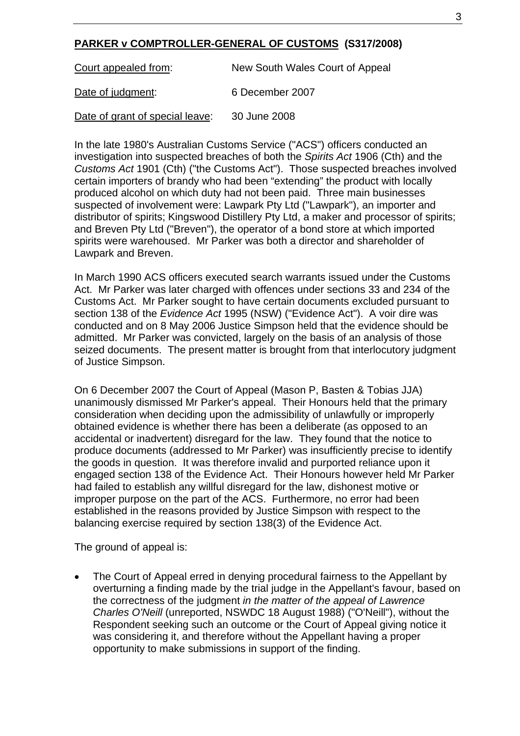## **PARKER v COMPTROLLER-GENERAL OF CUSTOMS (S317/2008)**

Court appealed from: New South Wales Court of Appeal

Date of judgment: 6 December 2007

Date of grant of special leave: 30 June 2008

In the late 1980's Australian Customs Service ("ACS") officers conducted an investigation into suspected breaches of both the *Spirits Act* 1906 (Cth) and the *Customs Act* 1901 (Cth) ("the Customs Act"). Those suspected breaches involved certain importers of brandy who had been "extending" the product with locally produced alcohol on which duty had not been paid. Three main businesses suspected of involvement were: Lawpark Pty Ltd ("Lawpark"), an importer and distributor of spirits; Kingswood Distillery Pty Ltd, a maker and processor of spirits; and Breven Pty Ltd ("Breven"), the operator of a bond store at which imported spirits were warehoused. Mr Parker was both a director and shareholder of Lawpark and Breven.

In March 1990 ACS officers executed search warrants issued under the Customs Act. Mr Parker was later charged with offences under sections 33 and 234 of the Customs Act. Mr Parker sought to have certain documents excluded pursuant to section 138 of the *Evidence Act* 1995 (NSW) ("Evidence Act"). A voir dire was conducted and on 8 May 2006 Justice Simpson held that the evidence should be admitted. Mr Parker was convicted, largely on the basis of an analysis of those seized documents. The present matter is brought from that interlocutory judgment of Justice Simpson.

On 6 December 2007 the Court of Appeal (Mason P, Basten & Tobias JJA) unanimously dismissed Mr Parker's appeal. Their Honours held that the primary consideration when deciding upon the admissibility of unlawfully or improperly obtained evidence is whether there has been a deliberate (as opposed to an accidental or inadvertent) disregard for the law. They found that the notice to produce documents (addressed to Mr Parker) was insufficiently precise to identify the goods in question. It was therefore invalid and purported reliance upon it engaged section 138 of the Evidence Act. Their Honours however held Mr Parker had failed to establish any willful disregard for the law, dishonest motive or improper purpose on the part of the ACS. Furthermore, no error had been established in the reasons provided by Justice Simpson with respect to the balancing exercise required by section 138(3) of the Evidence Act.

The ground of appeal is:

- The Court of Appeal erred in denying procedural fairness to the Appellant by overturning a finding made by the trial judge in the Appellant's favour, based on the correctness of the judgment *in the matter of the appeal of Lawrence Charles O'Neill* (unreported, NSWDC 18 August 1988) ("O'Neill"), without the Respondent seeking such an outcome or the Court of Appeal giving notice it was considering it, and therefore without the Appellant having a proper opportunity to make submissions in support of the finding.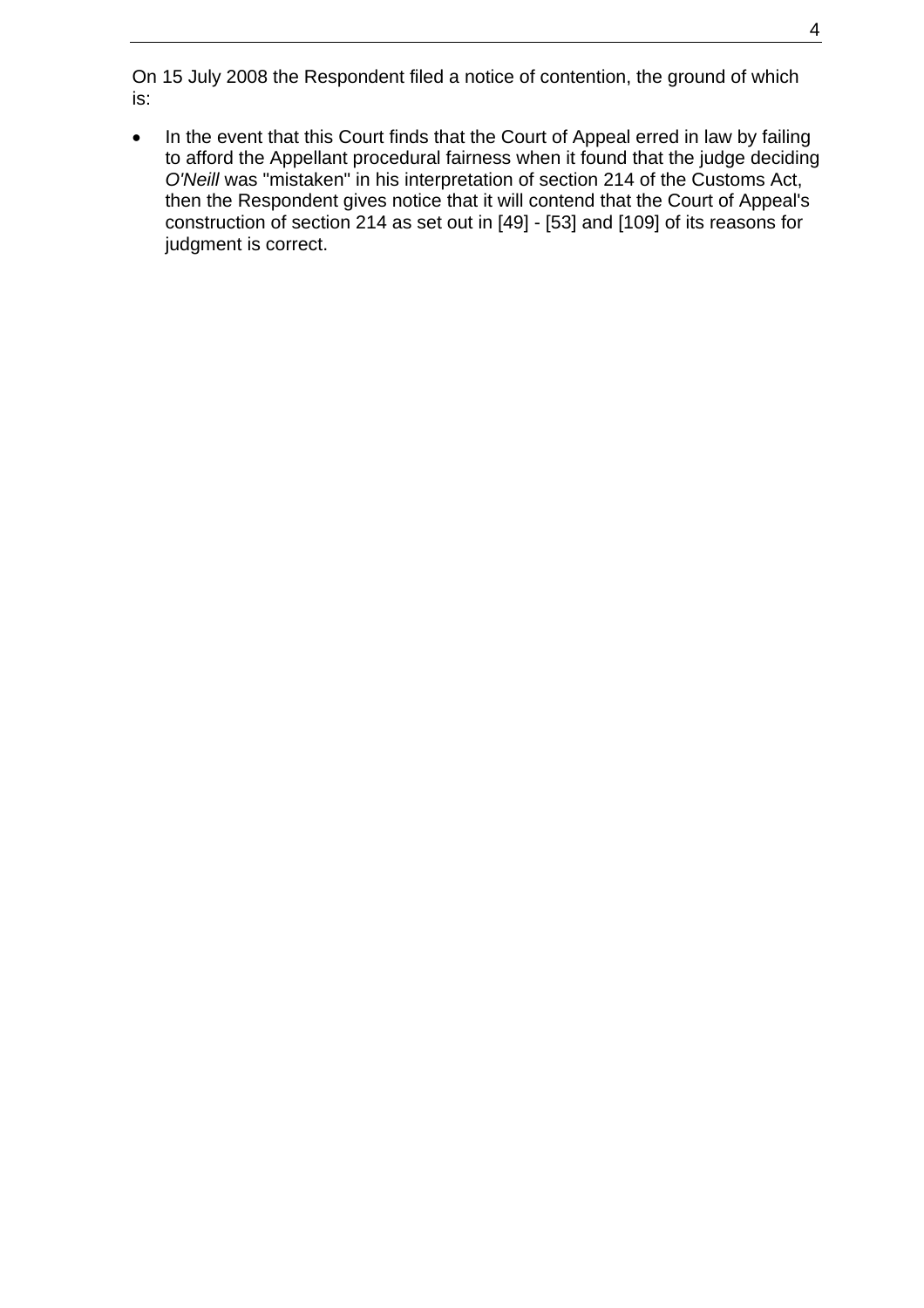On 15 July 2008 the Respondent filed a notice of contention, the ground of which is:

- In the event that this Court finds that the Court of Appeal erred in law by failing to afford the Appellant procedural fairness when it found that the judge deciding *O'Neill* was "mistaken" in his interpretation of section 214 of the Customs Act, then the Respondent gives notice that it will contend that the Court of Appeal's construction of section 214 as set out in [49] - [53] and [109] of its reasons for judgment is correct.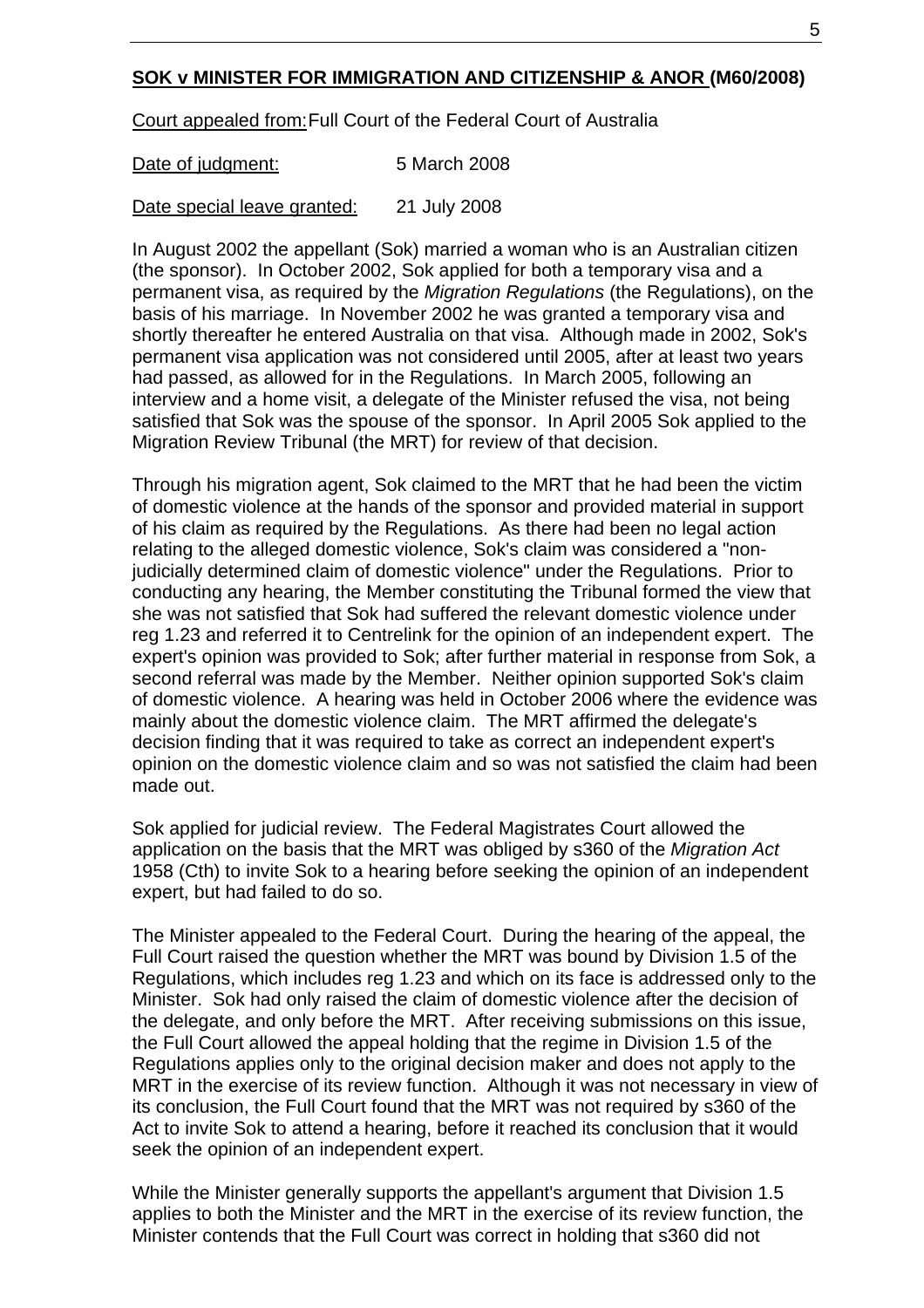**SOK v MINISTER FOR IMMIGRATION AND CITIZENSHIP & ANOR (M60/2008)**

Court appealed from: Full Court of the Federal Court of Australia

Date of judgment: 5 March 2008

Date special leave granted: 21 July 2008

In August 2002 the appellant (Sok) married a woman who is an Australian citizen (the sponsor). In October 2002, Sok applied for both a temporary visa and a permanent visa, as required by the *Migration Regulations* (the Regulations), on the basis of his marriage. In November 2002 he was granted a temporary visa and shortly thereafter he entered Australia on that visa. Although made in 2002, Sok's permanent visa application was not considered until 2005, after at least two years had passed, as allowed for in the Regulations. In March 2005, following an interview and a home visit, a delegate of the Minister refused the visa, not being satisfied that Sok was the spouse of the sponsor. In April 2005 Sok applied to the Migration Review Tribunal (the MRT) for review of that decision.

Through his migration agent, Sok claimed to the MRT that he had been the victim of domestic violence at the hands of the sponsor and provided material in support of his claim as required by the Regulations. As there had been no legal action relating to the alleged domestic violence, Sok's claim was considered a "non-judicially determined claim of domestic violence" under the Regulations. Prior to conducting any hearing, the Member constituting the Tribunal formed the view that she was not satisfied that Sok had suffered the relevant domestic violence under reg 1.23 and referred it to Centrelink for the opinion of an independent expert. The expert's opinion was provided to Sok; after further material in response from Sok, a second referral was made by the Member. Neither opinion supported Sok's claim of domestic violence. A hearing was held in October 2006 where the evidence was mainly about the domestic violence claim. The MRT affirmed the delegate's decision finding that it was required to take as correct an independent expert's opinion on the domestic violence claim and so was not satisfied the claim had been made out.

Sok applied for judicial review. The Federal Magistrates Court allowed the application on the basis that the MRT was obliged by s360 of the *Migration Act* 1958 (Cth) to invite Sok to a hearing before seeking the opinion of an independent expert, but had failed to do so.

The Minister appealed to the Federal Court. During the hearing of the appeal, the Full Court raised the question whether the MRT was bound by Division 1.5 of the Regulations, which includes reg 1.23 and which on its face is addressed only to the Minister. Sok had only raised the claim of domestic violence after the decision of the delegate, and only before the MRT. After receiving submissions on this issue, the Full Court allowed the appeal holding that the regime in Division 1.5 of the Regulations applies only to the original decision maker and does not apply to the MRT in the exercise of its review function. Although it was not necessary in view of its conclusion, the Full Court found that the MRT was not required by s360 of the Act to invite Sok to attend a hearing, before it reached its conclusion that it would seek the opinion of an independent expert.

While the Minister generally supports the appellant's argument that Division 1.5 applies to both the Minister and the MRT in the exercise of its review function, the Minister contends that the Full Court was correct in holding that s360 did not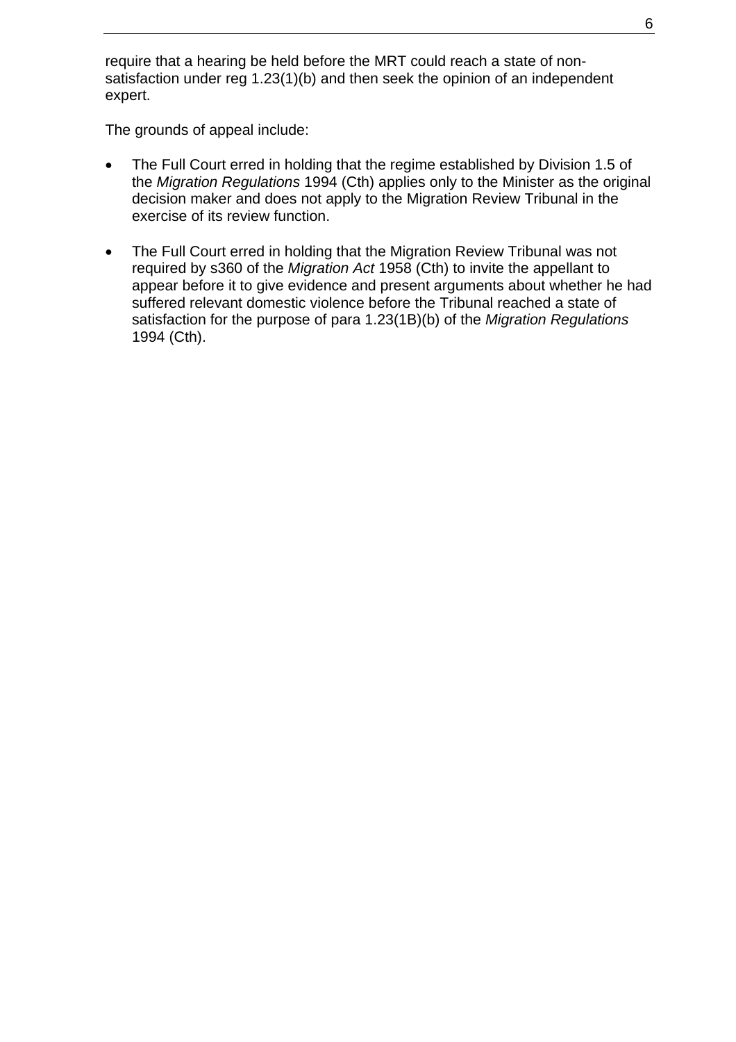require that a hearing be held before the MRT could reach a state of non-satisfaction under reg 1.23(1)(b) and then seek the opinion of an independent expert.

The grounds of appeal include:

- The Full Court erred in holding that the regime established by Division 1.5 of the *Migration Regulations* 1994 (Cth) applies only to the Minister as the original decision maker and does not apply to the Migration Review Tribunal in the exercise of its review function.

- The Full Court erred in holding that the Migration Review Tribunal was not required by s360 of the *Migration Act* 1958 (Cth) to invite the appellant to appear before it to give evidence and present arguments about whether he had suffered relevant domestic violence before the Tribunal reached a state of satisfaction for the purpose of para 1.23(1B)(b) of the *Migration Regulations* 1994 (Cth).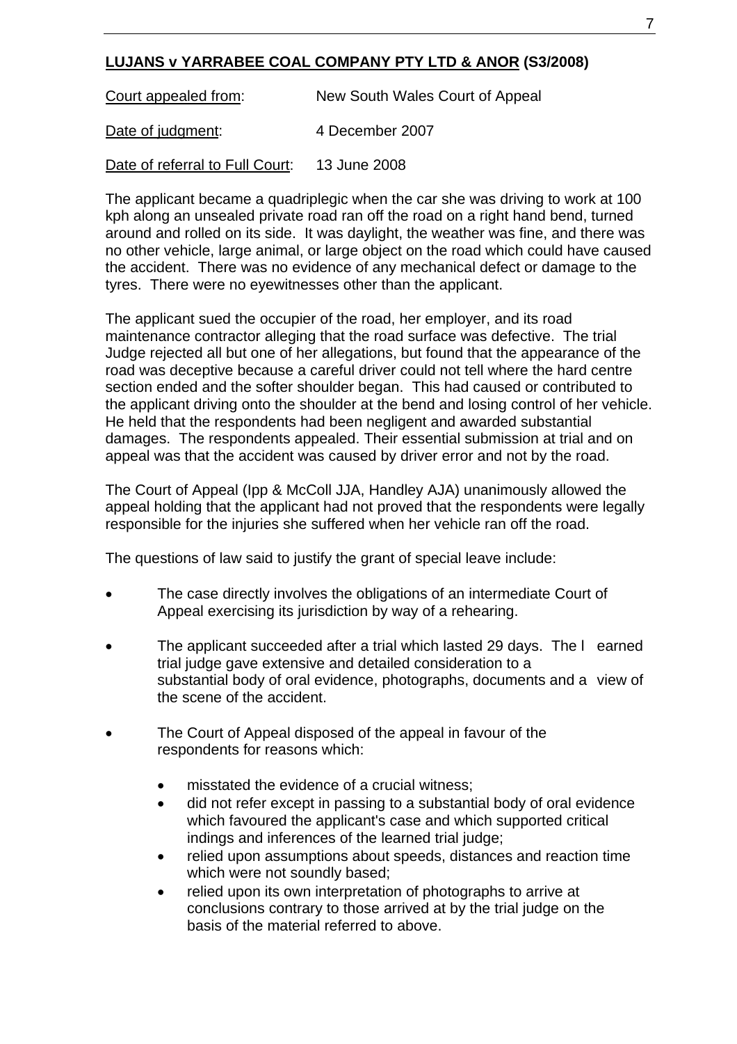**LUJANS v YARRABEE COAL COMPANY PTY LTD & ANOR (S3/2008)**

Court appealed from: New South Wales Court of Appeal

Date of judgment: 4 December 2007

Date of referral to Full Court: 13 June 2008

The applicant became a quadriplegic when the car she was driving to work at 100 kph along an unsealed private road ran off the road on a right hand bend, turned around and rolled on its side. It was daylight, the weather was fine, and there was no other vehicle, large animal, or large object on the road which could have caused the accident. There was no evidence of any mechanical defect or damage to the tyres. There were no eyewitnesses other than the applicant.

The applicant sued the occupier of the road, her employer, and its road maintenance contractor alleging that the road surface was defective. The trial Judge rejected all but one of her allegations, but found that the appearance of the road was deceptive because a careful driver could not tell where the hard centre section ended and the softer shoulder began. This had caused or contributed to the applicant driving onto the shoulder at the bend and losing control of her vehicle. He held that the respondents had been negligent and awarded substantial damages. The respondents appealed. Their essential submission at trial and on appeal was that the accident was caused by driver error and not by the road.

The Court of Appeal (Ipp & McColl JJA, Handley AJA) unanimously allowed the appeal holding that the applicant had not proved that the respondents were legally responsible for the injuries she suffered when her vehicle ran off the road.

The questions of law said to justify the grant of special leave include:

- The case directly involves the obligations of an intermediate Court of Appeal exercising its jurisdiction by way of a rehearing.
- The applicant succeeded after a trial which lasted 29 days. The l earned trial judge gave extensive and detailed consideration to a substantial body of oral evidence, photographs, documents and a view of the scene of the accident.
- The Court of Appeal disposed of the appeal in favour of the respondents for reasons which:
  - misstated the evidence of a crucial witness;
  - did not refer except in passing to a substantial body of oral evidence which favoured the applicant's case and which supported critical indings and inferences of the learned trial judge;
  - relied upon assumptions about speeds, distances and reaction time which were not soundly based;
  - relied upon its own interpretation of photographs to arrive at conclusions contrary to those arrived at by the trial judge on the basis of the material referred to above.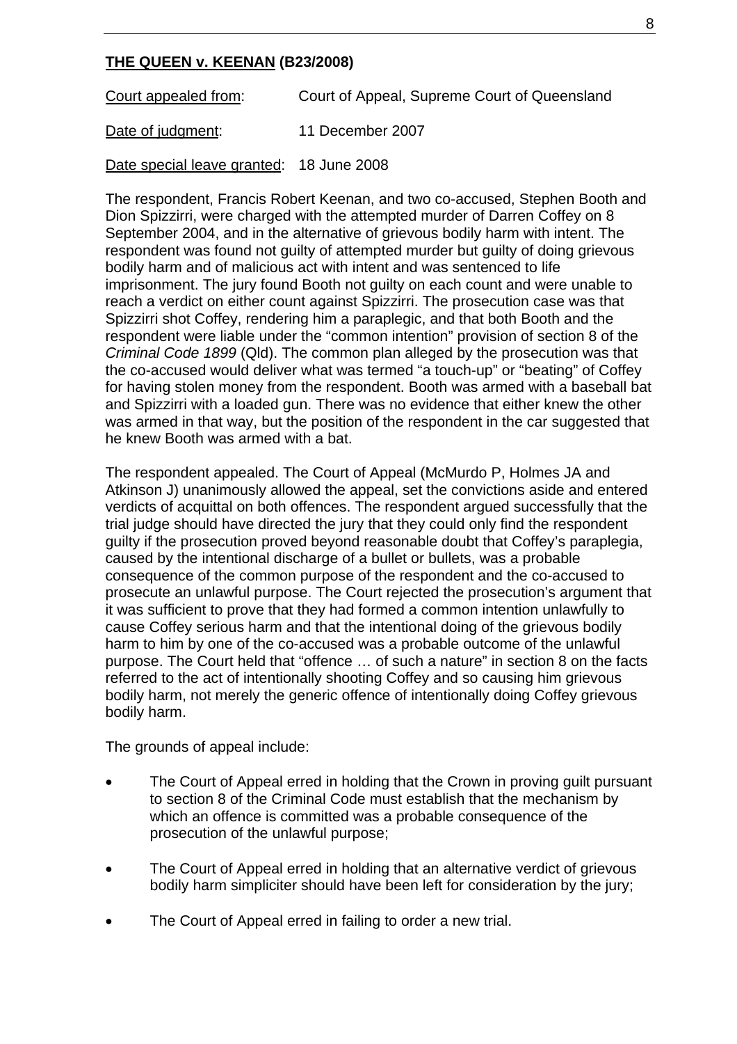**THE QUEEN v. KEENAN (B23/2008)**

Court appealed from: Court of Appeal, Supreme Court of Queensland

Date of judgment: 11 December 2007

Date special leave granted: 18 June 2008

The respondent, Francis Robert Keenan, and two co-accused, Stephen Booth and Dion Spizzirri, were charged with the attempted murder of Darren Coffey on 8 September 2004, and in the alternative of grievous bodily harm with intent. The respondent was found not guilty of attempted murder but guilty of doing grievous bodily harm and of malicious act with intent and was sentenced to life imprisonment. The jury found Booth not guilty on each count and were unable to reach a verdict on either count against Spizzirri. The prosecution case was that Spizzirri shot Coffey, rendering him a paraplegic, and that both Booth and the respondent were liable under the "common intention" provision of section 8 of the *Criminal Code 1899* (Qld). The common plan alleged by the prosecution was that the co-accused would deliver what was termed "a touch-up" or "beating" of Coffey for having stolen money from the respondent. Booth was armed with a baseball bat and Spizzirri with a loaded gun. There was no evidence that either knew the other was armed in that way, but the position of the respondent in the car suggested that he knew Booth was armed with a bat.

The respondent appealed. The Court of Appeal (McMurdo P, Holmes JA and Atkinson J) unanimously allowed the appeal, set the convictions aside and entered verdicts of acquittal on both offences. The respondent argued successfully that the trial judge should have directed the jury that they could only find the respondent guilty if the prosecution proved beyond reasonable doubt that Coffey's paraplegia, caused by the intentional discharge of a bullet or bullets, was a probable consequence of the common purpose of the respondent and the co-accused to prosecute an unlawful purpose. The Court rejected the prosecution's argument that it was sufficient to prove that they had formed a common intention unlawfully to cause Coffey serious harm and that the intentional doing of the grievous bodily harm to him by one of the co-accused was a probable outcome of the unlawful purpose. The Court held that "offence … of such a nature" in section 8 on the facts referred to the act of intentionally shooting Coffey and so causing him grievous bodily harm, not merely the generic offence of intentionally doing Coffey grievous bodily harm.

The grounds of appeal include:

- The Court of Appeal erred in holding that the Crown in proving guilt pursuant to section 8 of the Criminal Code must establish that the mechanism by which an offence is committed was a probable consequence of the prosecution of the unlawful purpose;
- The Court of Appeal erred in holding that an alternative verdict of grievous bodily harm simpliciter should have been left for consideration by the jury;
- The Court of Appeal erred in failing to order a new trial.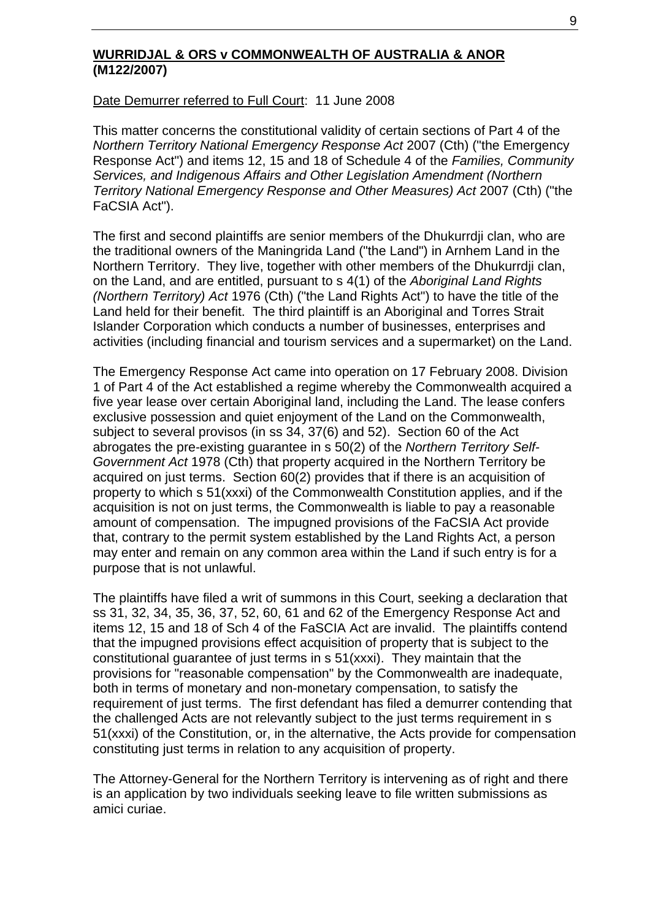**WURRIDJAL & ORS v COMMONWEALTH OF AUSTRALIA & ANOR (M122/2007)**

Date Demurrer referred to Full Court: 11 June 2008

This matter concerns the constitutional validity of certain sections of Part 4 of the *Northern Territory National Emergency Response Act* 2007 (Cth) ("the Emergency Response Act") and items 12, 15 and 18 of Schedule 4 of the *Families, Community Services, and Indigenous Affairs and Other Legislation Amendment (Northern Territory National Emergency Response and Other Measures) Act* 2007 (Cth) ("the FaCSIA Act").

The first and second plaintiffs are senior members of the Dhukurrdji clan, who are the traditional owners of the Maningrida Land ("the Land") in Arnhem Land in the Northern Territory. They live, together with other members of the Dhukurrdji clan, on the Land, and are entitled, pursuant to s 4(1) of the *Aboriginal Land Rights (Northern Territory) Act* 1976 (Cth) ("the Land Rights Act") to have the title of the Land held for their benefit. The third plaintiff is an Aboriginal and Torres Strait Islander Corporation which conducts a number of businesses, enterprises and activities (including financial and tourism services and a supermarket) on the Land.

The Emergency Response Act came into operation on 17 February 2008. Division 1 of Part 4 of the Act established a regime whereby the Commonwealth acquired a five year lease over certain Aboriginal land, including the Land. The lease confers exclusive possession and quiet enjoyment of the Land on the Commonwealth, subject to several provisos (in ss 34, 37(6) and 52). Section 60 of the Act abrogates the pre-existing guarantee in s 50(2) of the *Northern Territory Self-Government Act* 1978 (Cth) that property acquired in the Northern Territory be acquired on just terms. Section 60(2) provides that if there is an acquisition of property to which s 51(xxxi) of the Commonwealth Constitution applies, and if the acquisition is not on just terms, the Commonwealth is liable to pay a reasonable amount of compensation. The impugned provisions of the FaCSIA Act provide that, contrary to the permit system established by the Land Rights Act, a person may enter and remain on any common area within the Land if such entry is for a purpose that is not unlawful.

The plaintiffs have filed a writ of summons in this Court, seeking a declaration that ss 31, 32, 34, 35, 36, 37, 52, 60, 61 and 62 of the Emergency Response Act and items 12, 15 and 18 of Sch 4 of the FaSCIA Act are invalid. The plaintiffs contend that the impugned provisions effect acquisition of property that is subject to the constitutional guarantee of just terms in s 51(xxxi). They maintain that the provisions for "reasonable compensation" by the Commonwealth are inadequate, both in terms of monetary and non-monetary compensation, to satisfy the requirement of just terms. The first defendant has filed a demurrer contending that the challenged Acts are not relevantly subject to the just terms requirement in s 51(xxxi) of the Constitution, or, in the alternative, the Acts provide for compensation constituting just terms in relation to any acquisition of property.

The Attorney-General for the Northern Territory is intervening as of right and there is an application by two individuals seeking leave to file written submissions as amici curiae.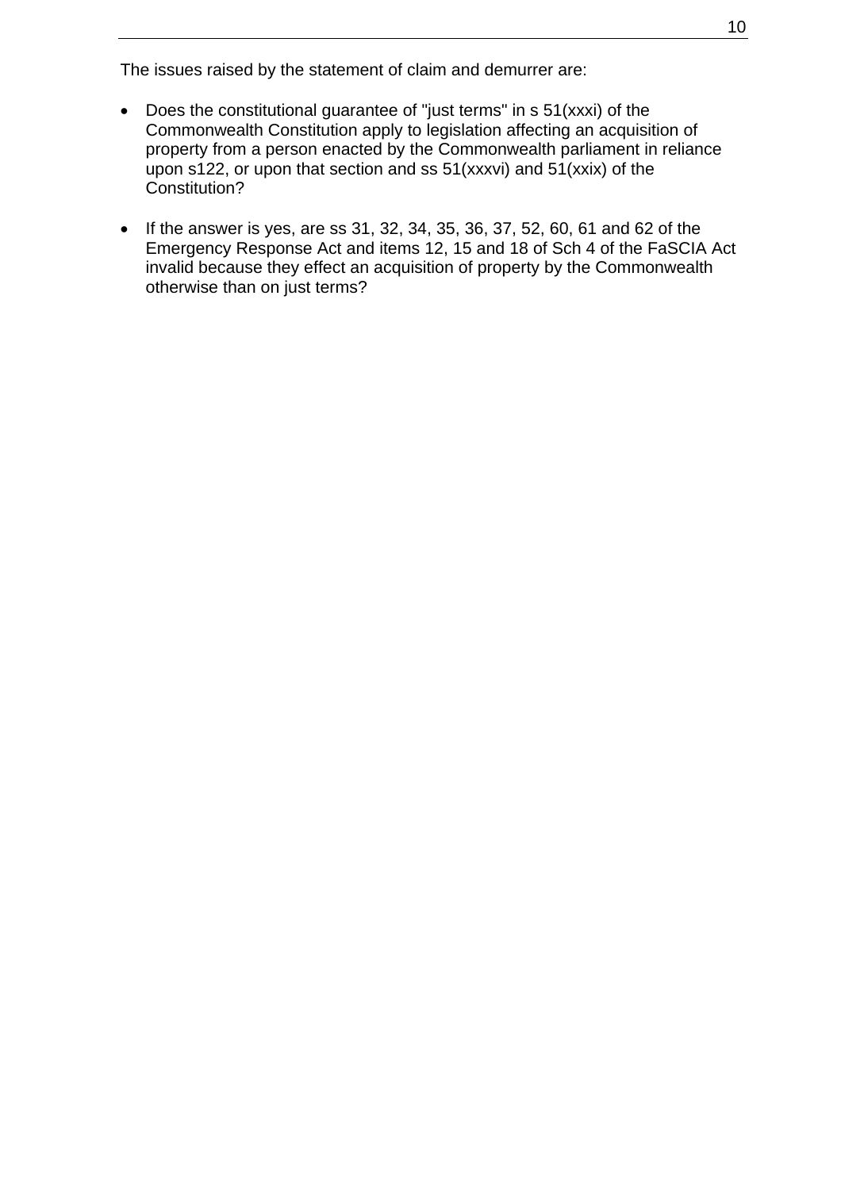The issues raised by the statement of claim and demurrer are:

- Does the constitutional guarantee of "just terms" in s 51(xxxi) of the Commonwealth Constitution apply to legislation affecting an acquisition of property from a person enacted by the Commonwealth parliament in reliance upon s122, or upon that section and ss 51(xxxvi) and 51(xxix) of the Constitution?

- If the answer is yes, are ss 31, 32, 34, 35, 36, 37, 52, 60, 61 and 62 of the Emergency Response Act and items 12, 15 and 18 of Sch 4 of the FaSCIA Act invalid because they effect an acquisition of property by the Commonwealth otherwise than on just terms?